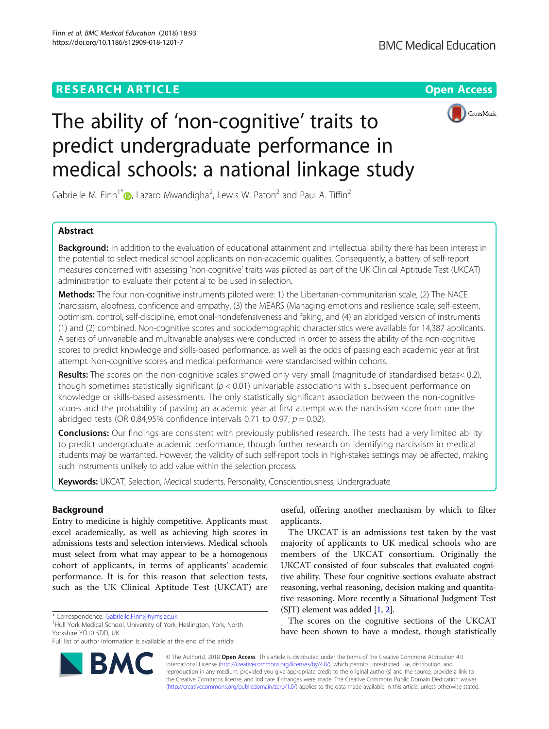# The ability of 'non-cognitive' traits to predict undergraduate performance in medical schools: a national linkage study

Gabrielle M. Finn[1*], Lazaro Mwandigha[2], Lewis W. Paton[2] and Paul A. Tiffin[2]

## Abstract

**Background:** In addition to the evaluation of educational attainment and intellectual ability there has been interest in the potential to select medical school applicants on non-academic qualities. Consequently, a battery of self-report measures concerned with assessing 'non-cognitive' traits was piloted as part of the UK Clinical Aptitude Test (UKCAT) administration to evaluate their potential to be used in selection.

**Methods:** The four non-cognitive instruments piloted were: 1) the Libertarian-communitarian scale, (2) The NACE (narcissism, aloofness, confidence and empathy, (3) the MEARS (Managing emotions and resilience scale; self-esteem, optimism, control, self-discipline, emotional-nondefensiveness and faking, and (4) an abridged version of instruments (1) and (2) combined. Non-cognitive scores and sociodemographic characteristics were available for 14,387 applicants. A series of univariable and multivariable analyses were conducted in order to assess the ability of the non-cognitive scores to predict knowledge and skills-based performance, as well as the odds of passing each academic year at first attempt. Non-cognitive scores and medical performance were standardised within cohorts.

**Results:** The scores on the non-cognitive scales showed only very small (magnitude of standardised betas< 0.2), though sometimes statistically significant ($p < 0.01$) univariable associations with subsequent performance on knowledge or skills-based assessments. The only statistically significant association between the non-cognitive scores and the probability of passing an academic year at first attempt was the narcissism score from one the abridged tests (OR 0.84,95% confidence intervals 0.71 to 0.97, $p = 0.02$).

**Conclusions:** Our findings are consistent with previously published research. The tests had a very limited ability to predict undergraduate academic performance, though further research on identifying narcissism in medical students may be warranted. However, the validity of such self-report tools in high-stakes settings may be affected, making such instruments unlikely to add value within the selection process.

**Keywords:** UKCAT, Selection, Medical students, Personality, Conscientiousness, Undergraduate

## Background

Entry to medicine is highly competitive. Applicants must excel academically, as well as achieving high scores in admissions tests and selection interviews. Medical schools must select from what may appear to be a homogenous cohort of applicants, in terms of applicants' academic performance. It is for this reason that selection tests, such as the UK Clinical Aptitude Test (UKCAT) are useful, offering another mechanism by which to filter applicants.

The UKCAT is an admissions test taken by the vast majority of applicants to UK medical schools who are members of the UKCAT consortium. Originally the UKCAT consisted of four subscales that evaluated cognitive ability. These four cognitive sections evaluate abstract reasoning, verbal reasoning, decision making and quantitative reasoning. More recently a Situational Judgment Test (SJT) element was added [1, 2].

The scores on the cognitive sections of the UKCAT have been shown to have a modest, though statistically

---

\* Correspondence: Gabrielle.Finn@hyms.ac.uk
[1]Hull York Medical School, University of York, Heslington, York, North Yorkshire YO10 5DD, UK
Full list of author information is available at the end of the article

© The Author(s). 2018 **Open Access** This article is distributed under the terms of the Creative Commons Attribution 4.0 International License (http://creativecommons.org/licenses/by/4.0/), which permits unrestricted use, distribution, and reproduction in any medium, provided you give appropriate credit to the original author(s) and the source, provide a link to the Creative Commons license, and indicate if changes were made. The Creative Commons Public Domain Dedication waiver (http://creativecommons.org/publicdomain/zero/1.0/) applies to the data made available in this article, unless otherwise stated.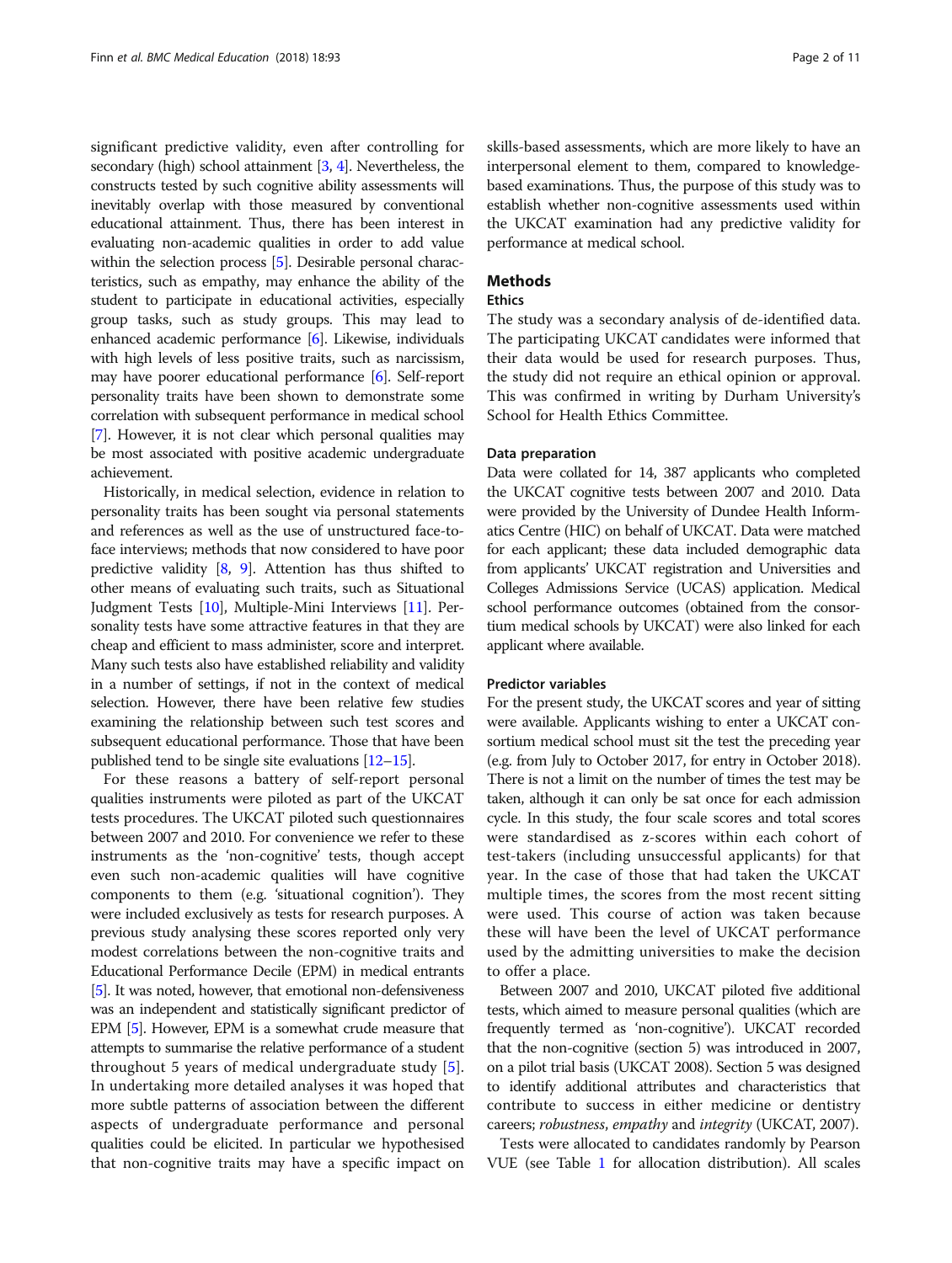significant predictive validity, even after controlling for secondary (high) school attainment [3, 4]. Nevertheless, the constructs tested by such cognitive ability assessments will inevitably overlap with those measured by conventional educational attainment. Thus, there has been interest in evaluating non-academic qualities in order to add value within the selection process [5]. Desirable personal characteristics, such as empathy, may enhance the ability of the student to participate in educational activities, especially group tasks, such as study groups. This may lead to enhanced academic performance [6]. Likewise, individuals with high levels of less positive traits, such as narcissism, may have poorer educational performance [6]. Self-report personality traits have been shown to demonstrate some correlation with subsequent performance in medical school [7]. However, it is not clear which personal qualities may be most associated with positive academic undergraduate achievement.

Historically, in medical selection, evidence in relation to personality traits has been sought via personal statements and references as well as the use of unstructured face-to-face interviews; methods that now considered to have poor predictive validity [8, 9]. Attention has thus shifted to other means of evaluating such traits, such as Situational Judgment Tests [10], Multiple-Mini Interviews [11]. Personality tests have some attractive features in that they are cheap and efficient to mass administer, score and interpret. Many such tests also have established reliability and validity in a number of settings, if not in the context of medical selection. However, there have been relative few studies examining the relationship between such test scores and subsequent educational performance. Those that have been published tend to be single site evaluations [12–15].

For these reasons a battery of self-report personal qualities instruments were piloted as part of the UKCAT tests procedures. The UKCAT piloted such questionnaires between 2007 and 2010. For convenience we refer to these instruments as the 'non-cognitive' tests, though accept even such non-academic qualities will have cognitive components to them (e.g. 'situational cognition'). They were included exclusively as tests for research purposes. A previous study analysing these scores reported only very modest correlations between the non-cognitive traits and Educational Performance Decile (EPM) in medical entrants [5]. It was noted, however, that emotional non-defensiveness was an independent and statistically significant predictor of EPM [5]. However, EPM is a somewhat crude measure that attempts to summarise the relative performance of a student throughout 5 years of medical undergraduate study [5]. In undertaking more detailed analyses it was hoped that more subtle patterns of association between the different aspects of undergraduate performance and personal qualities could be elicited. In particular we hypothesised that non-cognitive traits may have a specific impact on skills-based assessments, which are more likely to have an interpersonal element to them, compared to knowledge-based examinations. Thus, the purpose of this study was to establish whether non-cognitive assessments used within the UKCAT examination had any predictive validity for performance at medical school.

## Methods

### Ethics

The study was a secondary analysis of de-identified data. The participating UKCAT candidates were informed that their data would be used for research purposes. Thus, the study did not require an ethical opinion or approval. This was confirmed in writing by Durham University's School for Health Ethics Committee.

### Data preparation

Data were collated for 14, 387 applicants who completed the UKCAT cognitive tests between 2007 and 2010. Data were provided by the University of Dundee Health Informatics Centre (HIC) on behalf of UKCAT. Data were matched for each applicant; these data included demographic data from applicants' UKCAT registration and Universities and Colleges Admissions Service (UCAS) application. Medical school performance outcomes (obtained from the consortium medical schools by UKCAT) were also linked for each applicant where available.

### Predictor variables

For the present study, the UKCAT scores and year of sitting were available. Applicants wishing to enter a UKCAT consortium medical school must sit the test the preceding year (e.g. from July to October 2017, for entry in October 2018). There is not a limit on the number of times the test may be taken, although it can only be sat once for each admission cycle. In this study, the four scale scores and total scores were standardised as z-scores within each cohort of test-takers (including unsuccessful applicants) for that year. In the case of those that had taken the UKCAT multiple times, the scores from the most recent sitting were used. This course of action was taken because these will have been the level of UKCAT performance used by the admitting universities to make the decision to offer a place.

Between 2007 and 2010, UKCAT piloted five additional tests, which aimed to measure personal qualities (which are frequently termed as 'non-cognitive'). UKCAT recorded that the non-cognitive (section 5) was introduced in 2007, on a pilot trial basis (UKCAT 2008). Section 5 was designed to identify additional attributes and characteristics that contribute to success in either medicine or dentistry careers; *robustness*, *empathy* and *integrity* (UKCAT, 2007).

Tests were allocated to candidates randomly by Pearson VUE (see Table 1 for allocation distribution). All scales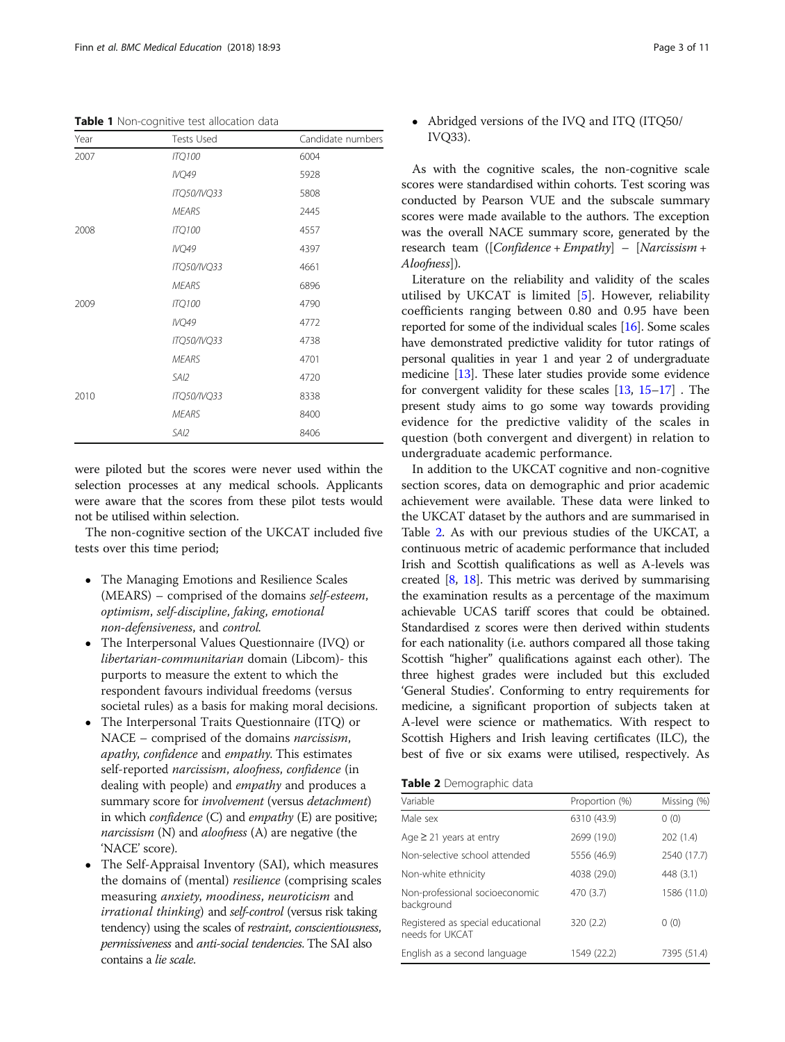**Table 1** Non-cognitive test allocation data

| Year | Tests Used | Candidate numbers |
|---|---|---|
| 2007 | *ITQ100* | 6004 |
| | *IVQ49* | 5928 |
| | *ITQ50/IVQ33* | 5808 |
| | *MEARS* | 2445 |
| 2008 | *ITQ100* | 4557 |
| | *IVQ49* | 4397 |
| | *ITQ50/IVQ33* | 4661 |
| | *MEARS* | 6896 |
| 2009 | *ITQ100* | 4790 |
| | *IVQ49* | 4772 |
| | *ITQ50/IVQ33* | 4738 |
| | *MEARS* | 4701 |
| | *SAI2* | 4720 |
| 2010 | *ITQ50/IVQ33* | 8338 |
| | *MEARS* | 8400 |
| | *SAI2* | 8406 |

were piloted but the scores were never used within the selection processes at any medical schools. Applicants were aware that the scores from these pilot tests would not be utilised within selection.

The non-cognitive section of the UKCAT included five tests over this time period;

- The Managing Emotions and Resilience Scales (MEARS) – comprised of the domains *self-esteem*, *optimism*, *self-discipline*, *faking*, *emotional non-defensiveness*, and *control*.
- The Interpersonal Values Questionnaire (IVQ) or *libertarian-communitarian* domain (Libcom)- this purports to measure the extent to which the respondent favours individual freedoms (versus societal rules) as a basis for making moral decisions.
- The Interpersonal Traits Questionnaire (ITQ) or NACE – comprised of the domains *narcissism*, *apathy*, *confidence* and *empathy*. This estimates self-reported *narcissism*, *aloofness*, *confidence* (in dealing with people) and *empathy* and produces a summary score for *involvement* (versus *detachment*) in which *confidence* (C) and *empathy* (E) are positive; *narcissism* (N) and *aloofness* (A) are negative (the 'NACE' score).
- The Self-Appraisal Inventory (SAI), which measures the domains of (mental) *resilience* (comprising scales measuring *anxiety*, *moodiness*, *neuroticism* and *irrational thinking*) and *self-control* (versus risk taking tendency) using the scales of *restraint*, *conscientiousness*, *permissiveness* and *anti-social tendencies*. The SAI also contains a *lie scale*.
- Abridged versions of the IVQ and ITQ (ITQ50/IVQ33).

As with the cognitive scales, the non-cognitive scale scores were standardised within cohorts. Test scoring was conducted by Pearson VUE and the subscale summary scores were made available to the authors. The exception was the overall NACE summary score, generated by the research team ([*Confidence* + *Empathy*] – [*Narcissism* + *Aloofness*]).

Literature on the reliability and validity of the scales utilised by UKCAT is limited [5]. However, reliability coefficients ranging between 0.80 and 0.95 have been reported for some of the individual scales [16]. Some scales have demonstrated predictive validity for tutor ratings of personal qualities in year 1 and year 2 of undergraduate medicine [13]. These later studies provide some evidence for convergent validity for these scales [13, 15–17] . The present study aims to go some way towards providing evidence for the predictive validity of the scales in question (both convergent and divergent) in relation to undergraduate academic performance.

In addition to the UKCAT cognitive and non-cognitive section scores, data on demographic and prior academic achievement were available. These data were linked to the UKCAT dataset by the authors and are summarised in Table 2. As with our previous studies of the UKCAT, a continuous metric of academic performance that included Irish and Scottish qualifications as well as A-levels was created [8, 18]. This metric was derived by summarising the examination results as a percentage of the maximum achievable UCAS tariff scores that could be obtained. Standardised z scores were then derived within students for each nationality (i.e. authors compared all those taking Scottish "higher" qualifications against each other). The three highest grades were included but this excluded 'General Studies'. Conforming to entry requirements for medicine, a significant proportion of subjects taken at A-level were science or mathematics. With respect to Scottish Highers and Irish leaving certificates (ILC), the best of five or six exams were utilised, respectively. As

**Table 2** Demographic data

| Variable | Proportion (%) | Missing (%) |
|---|---|---|
| Male sex | 6310 (43.9) | 0 (0) |
| Age ≥ 21 years at entry | 2699 (19.0) | 202 (1.4) |
| Non-selective school attended | 5556 (46.9) | 2540 (17.7) |
| Non-white ethnicity | 4038 (29.0) | 448 (3.1) |
| Non-professional socioeconomic background | 470 (3.7) | 1586 (11.0) |
| Registered as special educational needs for UKCAT | 320 (2.2) | 0 (0) |
| English as a second language | 1549 (22.2) | 7395 (51.4) |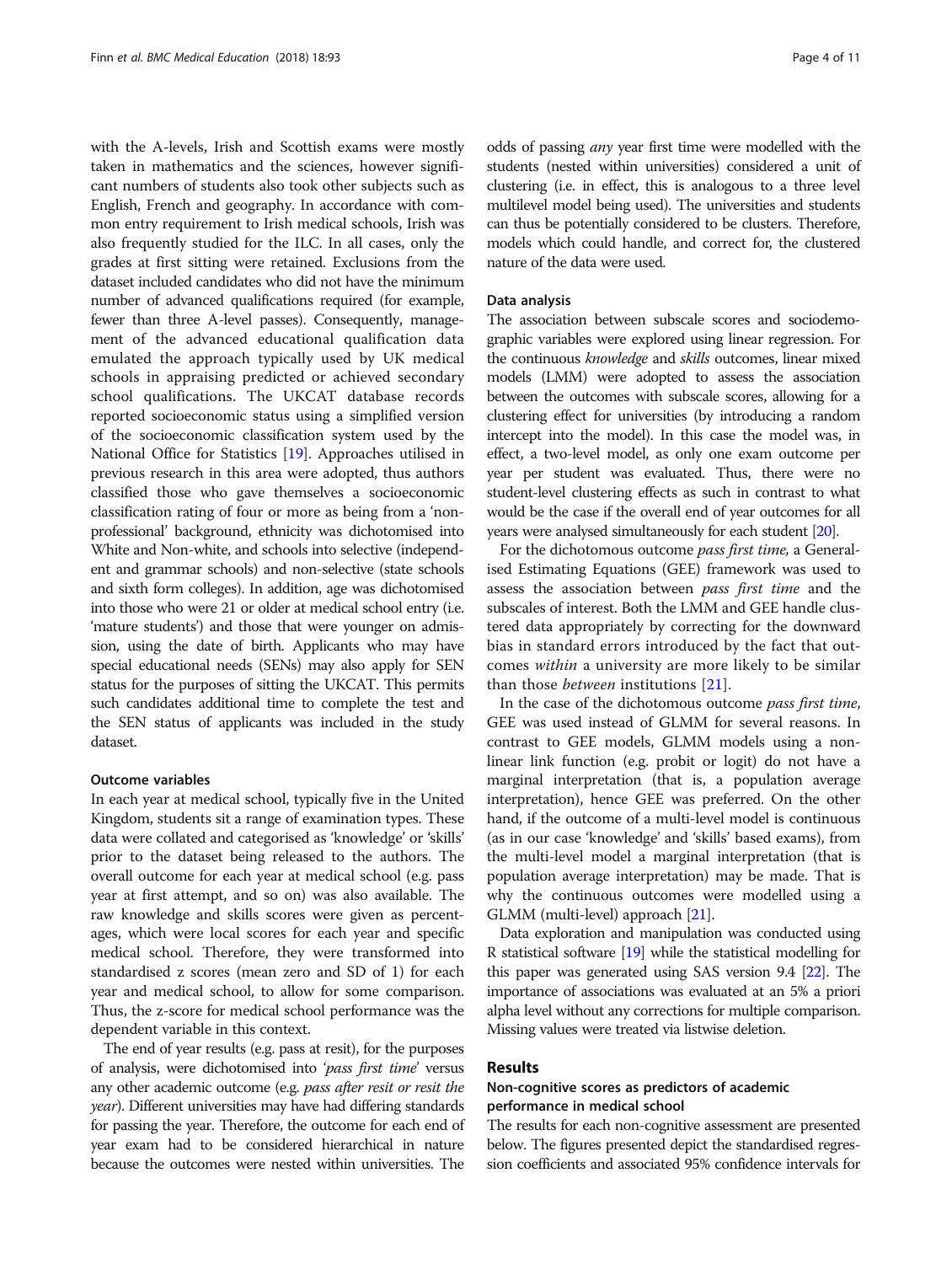with the A-levels, Irish and Scottish exams were mostly taken in mathematics and the sciences, however significant numbers of students also took other subjects such as English, French and geography. In accordance with common entry requirement to Irish medical schools, Irish was also frequently studied for the ILC. In all cases, only the grades at first sitting were retained. Exclusions from the dataset included candidates who did not have the minimum number of advanced qualifications required (for example, fewer than three A-level passes). Consequently, management of the advanced educational qualification data emulated the approach typically used by UK medical schools in appraising predicted or achieved secondary school qualifications. The UKCAT database records reported socioeconomic status using a simplified version of the socioeconomic classification system used by the National Office for Statistics [19]. Approaches utilised in previous research in this area were adopted, thus authors classified those who gave themselves a socioeconomic classification rating of four or more as being from a 'non-professional' background, ethnicity was dichotomised into White and Non-white, and schools into selective (independent and grammar schools) and non-selective (state schools and sixth form colleges). In addition, age was dichotomised into those who were 21 or older at medical school entry (i.e. 'mature students') and those that were younger on admission, using the date of birth. Applicants who may have special educational needs (SENs) may also apply for SEN status for the purposes of sitting the UKCAT. This permits such candidates additional time to complete the test and the SEN status of applicants was included in the study dataset.

#### Outcome variables

In each year at medical school, typically five in the United Kingdom, students sit a range of examination types. These data were collated and categorised as 'knowledge' or 'skills' prior to the dataset being released to the authors. The overall outcome for each year at medical school (e.g. pass year at first attempt, and so on) was also available. The raw knowledge and skills scores were given as percentages, which were local scores for each year and specific medical school. Therefore, they were transformed into standardised z scores (mean zero and SD of 1) for each year and medical school, to allow for some comparison. Thus, the z-score for medical school performance was the dependent variable in this context.

The end of year results (e.g. pass at resit), for the purposes of analysis, were dichotomised into '*pass first time*' versus any other academic outcome (e.g. *pass after resit or resit the year*). Different universities may have had differing standards for passing the year. Therefore, the outcome for each end of year exam had to be considered hierarchical in nature because the outcomes were nested within universities. The odds of passing *any* year first time were modelled with the students (nested within universities) considered a unit of clustering (i.e. in effect, this is analogous to a three level multilevel model being used). The universities and students can thus be potentially considered to be clusters. Therefore, models which could handle, and correct for, the clustered nature of the data were used.

#### Data analysis

The association between subscale scores and sociodemographic variables were explored using linear regression. For the continuous *knowledge* and *skills* outcomes, linear mixed models (LMM) were adopted to assess the association between the outcomes with subscale scores, allowing for a clustering effect for universities (by introducing a random intercept into the model). In this case the model was, in effect, a two-level model, as only one exam outcome per year per student was evaluated. Thus, there were no student-level clustering effects as such in contrast to what would be the case if the overall end of year outcomes for all years were analysed simultaneously for each student [20].

For the dichotomous outcome *pass first time*, a Generalised Estimating Equations (GEE) framework was used to assess the association between *pass first time* and the subscales of interest. Both the LMM and GEE handle clustered data appropriately by correcting for the downward bias in standard errors introduced by the fact that outcomes *within* a university are more likely to be similar than those *between* institutions [21].

In the case of the dichotomous outcome *pass first time*, GEE was used instead of GLMM for several reasons. In contrast to GEE models, GLMM models using a non-linear link function (e.g. probit or logit) do not have a marginal interpretation (that is, a population average interpretation), hence GEE was preferred. On the other hand, if the outcome of a multi-level model is continuous (as in our case 'knowledge' and 'skills' based exams), from the multi-level model a marginal interpretation (that is population average interpretation) may be made. That is why the continuous outcomes were modelled using a GLMM (multi-level) approach [21].

Data exploration and manipulation was conducted using R statistical software [19] while the statistical modelling for this paper was generated using SAS version 9.4 [22]. The importance of associations was evaluated at an 5% a priori alpha level without any corrections for multiple comparison. Missing values were treated via listwise deletion.

## Results

### Non-cognitive scores as predictors of academic performance in medical school

The results for each non-cognitive assessment are presented below. The figures presented depict the standardised regression coefficients and associated 95% confidence intervals for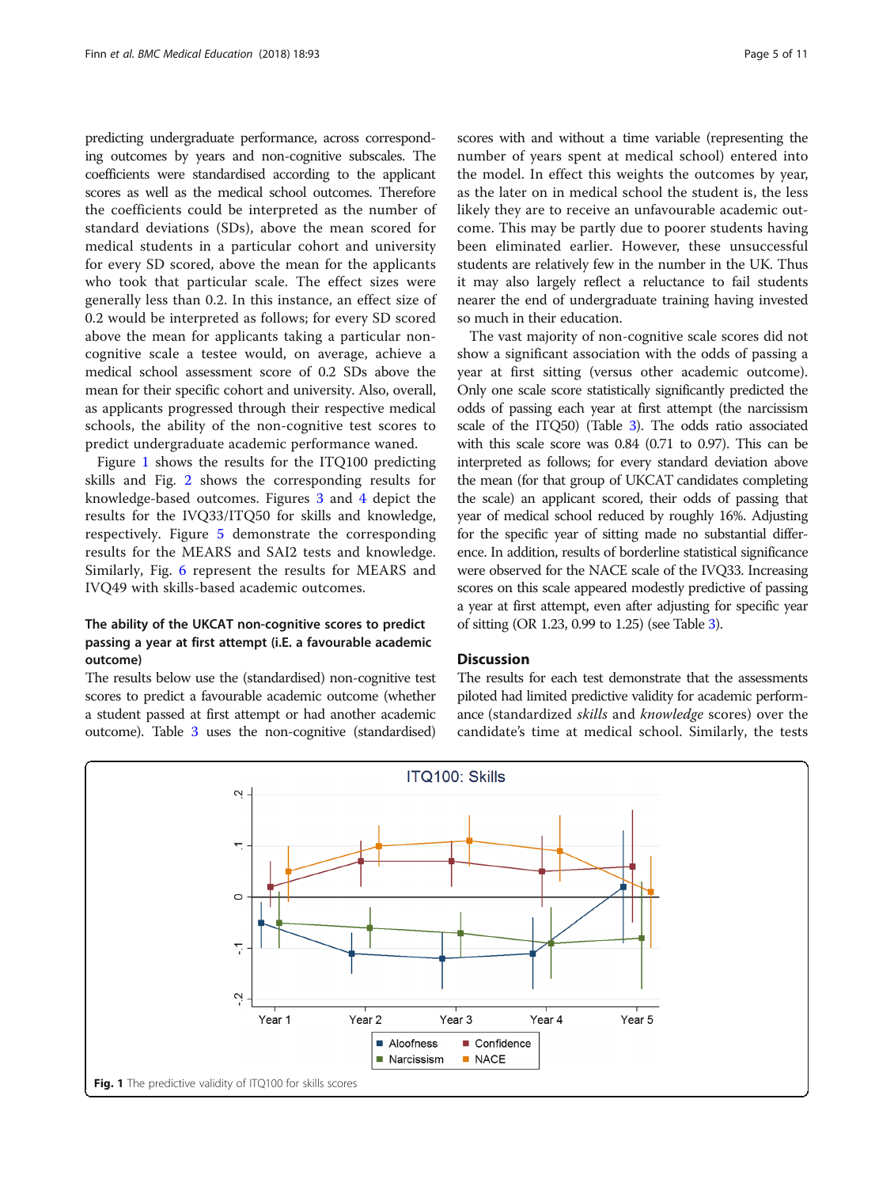predicting undergraduate performance, across corresponding outcomes by years and non-cognitive subscales. The coefficients were standardised according to the applicant scores as well as the medical school outcomes. Therefore the coefficients could be interpreted as the number of standard deviations (SDs), above the mean scored for medical students in a particular cohort and university for every SD scored, above the mean for the applicants who took that particular scale. The effect sizes were generally less than 0.2. In this instance, an effect size of 0.2 would be interpreted as follows; for every SD scored above the mean for applicants taking a particular non-cognitive scale a testee would, on average, achieve a medical school assessment score of 0.2 SDs above the mean for their specific cohort and university. Also, overall, as applicants progressed through their respective medical schools, the ability of the non-cognitive test scores to predict undergraduate academic performance waned.

Figure 1 shows the results for the ITQ100 predicting skills and Fig. 2 shows the corresponding results for knowledge-based outcomes. Figures 3 and 4 depict the results for the IVQ33/ITQ50 for skills and knowledge, respectively. Figure 5 demonstrate the corresponding results for the MEARS and SAI2 tests and knowledge. Similarly, Fig. 6 represent the results for MEARS and IVQ49 with skills-based academic outcomes.

### The ability of the UKCAT non-cognitive scores to predict passing a year at first attempt (i.E. a favourable academic outcome)

The results below use the (standardised) non-cognitive test scores to predict a favourable academic outcome (whether a student passed at first attempt or had another academic outcome). Table 3 uses the non-cognitive (standardised) scores with and without a time variable (representing the number of years spent at medical school) entered into the model. In effect this weights the outcomes by year, as the later on in medical school the student is, the less likely they are to receive an unfavourable academic outcome. This may be partly due to poorer students having been eliminated earlier. However, these unsuccessful students are relatively few in the number in the UK. Thus it may also largely reflect a reluctance to fail students nearer the end of undergraduate training having invested so much in their education.

The vast majority of non-cognitive scale scores did not show a significant association with the odds of passing a year at first sitting (versus other academic outcome). Only one scale score statistically significantly predicted the odds of passing each year at first attempt (the narcissism scale of the ITQ50) (Table 3). The odds ratio associated with this scale score was 0.84 (0.71 to 0.97). This can be interpreted as follows; for every standard deviation above the mean (for that group of UKCAT candidates completing the scale) an applicant scored, their odds of passing that year of medical school reduced by roughly 16%. Adjusting for the specific year of sitting made no substantial difference. In addition, results of borderline statistical significance were observed for the NACE scale of the IVQ33. Increasing scores on this scale appeared modestly predictive of passing a year at first attempt, even after adjusting for specific year of sitting (OR 1.23, 0.99 to 1.25) (see Table 3).

## Discussion

The results for each test demonstrate that the assessments piloted had limited predictive validity for academic performance (standardized *skills* and *knowledge* scores) over the candidate's time at medical school. Similarly, the tests

**Fig. 1** The predictive validity of ITQ100 for skills scores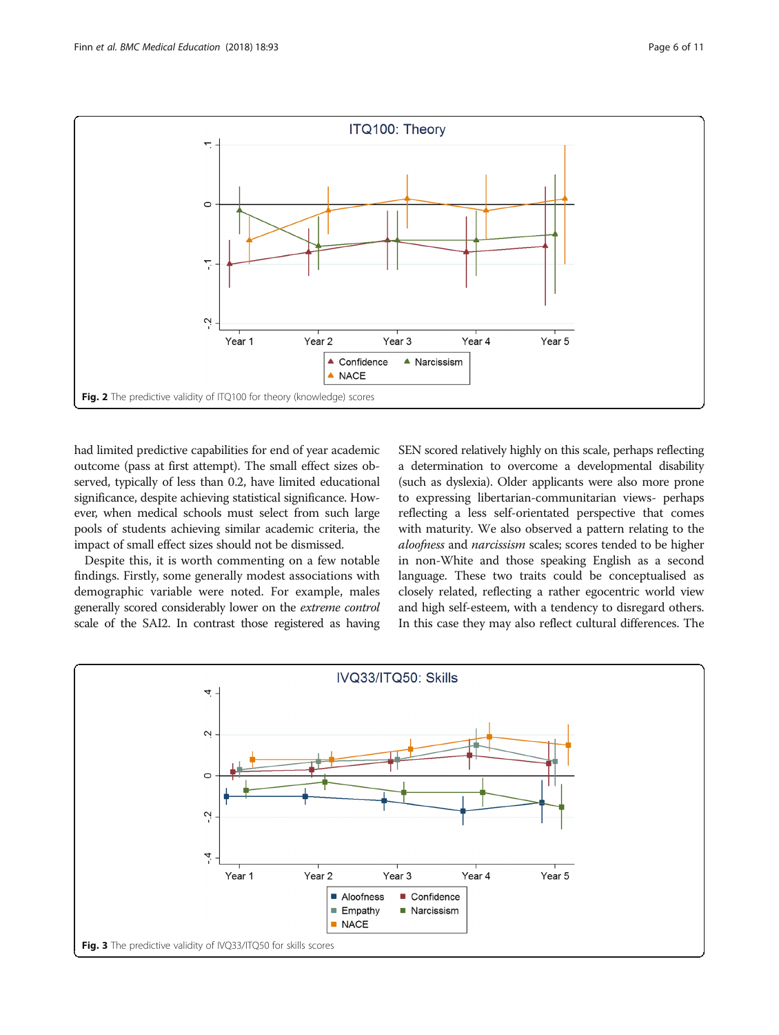Fig. 2 The predictive validity of ITQ100 for theory (knowledge) scores

had limited predictive capabilities for end of year academic outcome (pass at first attempt). The small effect sizes observed, typically of less than 0.2, have limited educational significance, despite achieving statistical significance. However, when medical schools must select from such large pools of students achieving similar academic criteria, the impact of small effect sizes should not be dismissed.

Despite this, it is worth commenting on a few notable findings. Firstly, some generally modest associations with demographic variable were noted. For example, males generally scored considerably lower on the *extreme control* scale of the SAI2. In contrast those registered as having SEN scored relatively highly on this scale, perhaps reflecting a determination to overcome a developmental disability (such as dyslexia). Older applicants were also more prone to expressing libertarian-communitarian views- perhaps reflecting a less self-orientated perspective that comes with maturity. We also observed a pattern relating to the *aloofness* and *narcissism* scales; scores tended to be higher in non-White and those speaking English as a second language. These two traits could be conceptualised as closely related, reflecting a rather egocentric world view and high self-esteem, with a tendency to disregard others. In this case they may also reflect cultural differences. The

Fig. 3 The predictive validity of IVQ33/ITQ50 for skills scores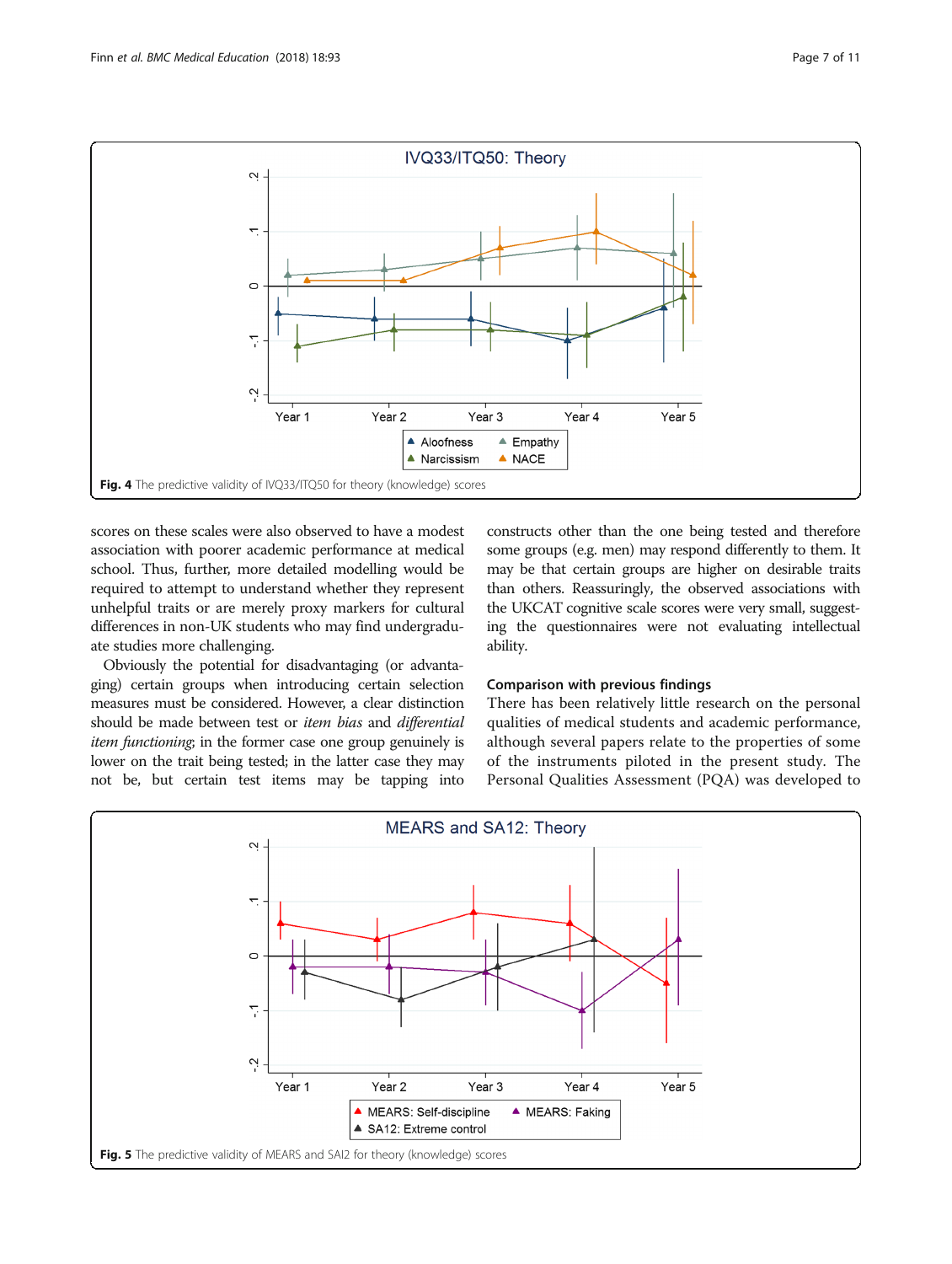Fig. 4 The predictive validity of IVQ33/ITQ50 for theory (knowledge) scores

scores on these scales were also observed to have a modest association with poorer academic performance at medical school. Thus, further, more detailed modelling would be required to attempt to understand whether they represent unhelpful traits or are merely proxy markers for cultural differences in non-UK students who may find undergraduate studies more challenging.

Obviously the potential for disadvantaging (or advantaging) certain groups when introducing certain selection measures must be considered. However, a clear distinction should be made between test or *item bias* and *differential item functioning*; in the former case one group genuinely is lower on the trait being tested; in the latter case they may not be, but certain test items may be tapping into constructs other than the one being tested and therefore some groups (e.g. men) may respond differently to them. It may be that certain groups are higher on desirable traits than others. Reassuringly, the observed associations with the UKCAT cognitive scale scores were very small, suggesting the questionnaires were not evaluating intellectual ability.

### Comparison with previous findings

There has been relatively little research on the personal qualities of medical students and academic performance, although several papers relate to the properties of some of the instruments piloted in the present study. The Personal Qualities Assessment (PQA) was developed to

Fig. 5 The predictive validity of MEARS and SAI2 for theory (knowledge) scores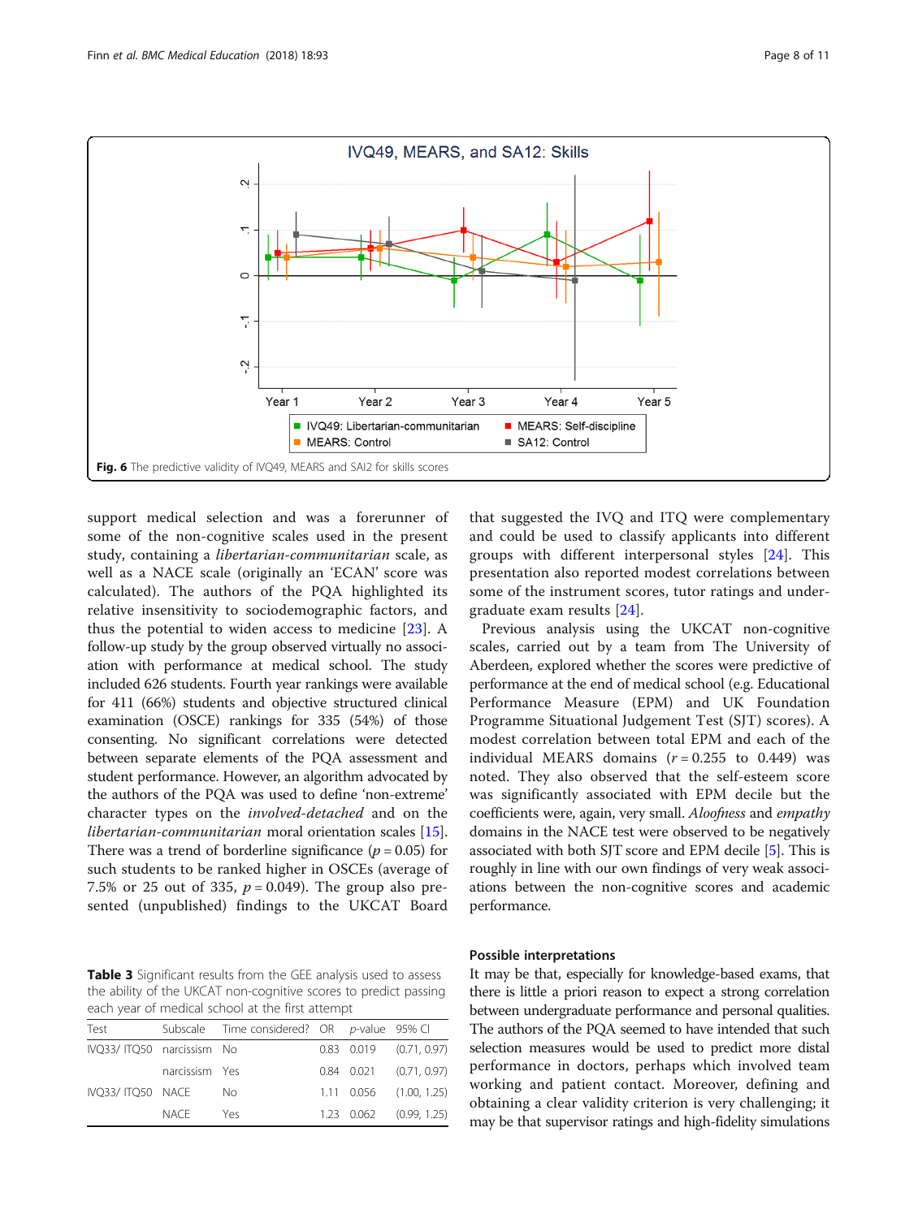Fig. 6 The predictive validity of IVQ49, MEARS and SAI2 for skills scores

support medical selection and was a forerunner of some of the non-cognitive scales used in the present study, containing a *libertarian-communitarian* scale, as well as a NACE scale (originally an 'ECAN' score was calculated). The authors of the PQA highlighted its relative insensitivity to sociodemographic factors, and thus the potential to widen access to medicine [23]. A follow-up study by the group observed virtually no association with performance at medical school. The study included 626 students. Fourth year rankings were available for 411 (66%) students and objective structured clinical examination (OSCE) rankings for 335 (54%) of those consenting. No significant correlations were detected between separate elements of the PQA assessment and student performance. However, an algorithm advocated by the authors of the PQA was used to define 'non-extreme' character types on the *involved-detached* and on the *libertarian-communitarian* moral orientation scales [15]. There was a trend of borderline significance ($p = 0.05$) for such students to be ranked higher in OSCEs (average of 7.5% or 25 out of 335, $p = 0.049$). The group also presented (unpublished) findings to the UKCAT Board that suggested the IVQ and ITQ were complementary and could be used to classify applicants into different groups with different interpersonal styles [24]. This presentation also reported modest correlations between some of the instrument scores, tutor ratings and undergraduate exam results [24].

Previous analysis using the UKCAT non-cognitive scales, carried out by a team from The University of Aberdeen, explored whether the scores were predictive of performance at the end of medical school (e.g. Educational Performance Measure (EPM) and UK Foundation Programme Situational Judgement Test (SJT) scores). A modest correlation between total EPM and each of the individual MEARS domains ($r = 0.255$ to $0.449$) was noted. They also observed that the self-esteem score was significantly associated with EPM decile but the coefficients were, again, very small. *Aloofness* and *empathy* domains in the NACE test were observed to be negatively associated with both SJT score and EPM decile [5]. This is roughly in line with our own findings of very weak associations between the non-cognitive scores and academic performance.

**Table 3** Significant results from the GEE analysis used to assess the ability of the UKCAT non-cognitive scores to predict passing each year of medical school at the first attempt

| Test | Subscale | Time considered? | OR | p-value | 95% CI |
|---|---|---|---|---|---|
| IVQ33/ ITQ50 | narcissism | No | 0.83 | 0.019 | (0.71, 0.97) |
| | narcissism | Yes | 0.84 | 0.021 | (0.71, 0.97) |
| IVQ33/ ITQ50 | NACE | No | 1.11 | 0.056 | (1.00, 1.25) |
| | NACE | Yes | 1.23 | 0.062 | (0.99, 1.25) |

### Possible interpretations

It may be that, especially for knowledge-based exams, that there is little a priori reason to expect a strong correlation between undergraduate performance and personal qualities. The authors of the PQA seemed to have intended that such selection measures would be used to predict more distal performance in doctors, perhaps which involved team working and patient contact. Moreover, defining and obtaining a clear validity criterion is very challenging; it may be that supervisor ratings and high-fidelity simulations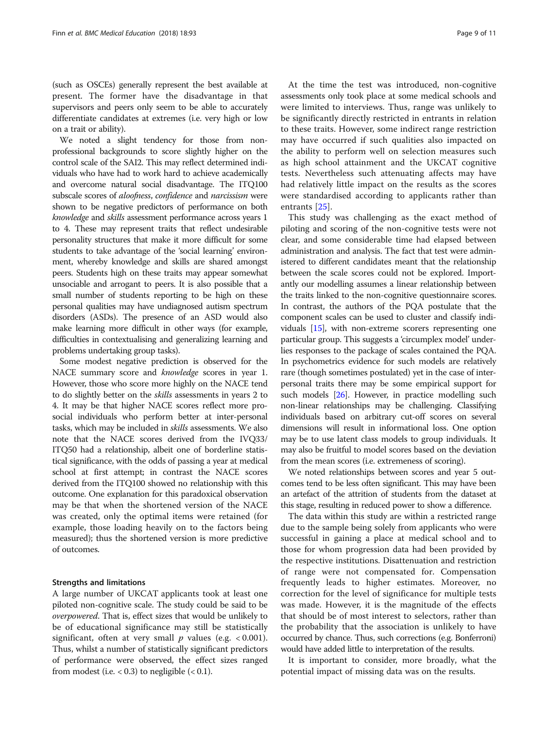(such as OSCEs) generally represent the best available at present. The former have the disadvantage in that supervisors and peers only seem to be able to accurately differentiate candidates at extremes (i.e. very high or low on a trait or ability).

We noted a slight tendency for those from non-professional backgrounds to score slightly higher on the control scale of the SAI2. This may reflect determined individuals who have had to work hard to achieve academically and overcome natural social disadvantage. The ITQ100 subscale scores of *aloofness*, *confidence* and *narcissism* were shown to be negative predictors of performance on both *knowledge* and *skills* assessment performance across years 1 to 4. These may represent traits that reflect undesirable personality structures that make it more difficult for some students to take advantage of the 'social learning' environment, whereby knowledge and skills are shared amongst peers. Students high on these traits may appear somewhat unsociable and arrogant to peers. It is also possible that a small number of students reporting to be high on these personal qualities may have undiagnosed autism spectrum disorders (ASDs). The presence of an ASD would also make learning more difficult in other ways (for example, difficulties in contextualising and generalizing learning and problems undertaking group tasks).

Some modest negative prediction is observed for the NACE summary score and *knowledge* scores in year 1. However, those who score more highly on the NACE tend to do slightly better on the *skills* assessments in years 2 to 4. It may be that higher NACE scores reflect more pro-social individuals who perform better at inter-personal tasks, which may be included in *skills* assessments. We also note that the NACE scores derived from the IVQ33/ITQ50 had a relationship, albeit one of borderline statistical significance, with the odds of passing a year at medical school at first attempt; in contrast the NACE scores derived from the ITQ100 showed no relationship with this outcome. One explanation for this paradoxical observation may be that when the shortened version of the NACE was created, only the optimal items were retained (for example, those loading heavily on to the factors being measured); thus the shortened version is more predictive of outcomes.

#### Strengths and limitations

A large number of UKCAT applicants took at least one piloted non-cognitive scale. The study could be said to be *overpowered*. That is, effect sizes that would be unlikely to be of educational significance may still be statistically significant, often at very small $p$ values (e.g. $< 0.001$). Thus, whilst a number of statistically significant predictors of performance were observed, the effect sizes ranged from modest (i.e. $< 0.3$) to negligible ($< 0.1$).

At the time the test was introduced, non-cognitive assessments only took place at some medical schools and were limited to interviews. Thus, range was unlikely to be significantly directly restricted in entrants in relation to these traits. However, some indirect range restriction may have occurred if such qualities also impacted on the ability to perform well on selection measures such as high school attainment and the UKCAT cognitive tests. Nevertheless such attenuating affects may have had relatively little impact on the results as the scores were standardised according to applicants rather than entrants [25].

This study was challenging as the exact method of piloting and scoring of the non-cognitive tests were not clear, and some considerable time had elapsed between administration and analysis. The fact that test were administered to different candidates meant that the relationship between the scale scores could not be explored. Importantly our modelling assumes a linear relationship between the traits linked to the non-cognitive questionnaire scores. In contrast, the authors of the PQA postulate that the component scales can be used to cluster and classify individuals [15], with non-extreme scorers representing one particular group. This suggests a 'circumplex model' underlies responses to the package of scales contained the PQA. In psychometrics evidence for such models are relatively rare (though sometimes postulated) yet in the case of interpersonal traits there may be some empirical support for such models [26]. However, in practice modelling such non-linear relationships may be challenging. Classifying individuals based on arbitrary cut-off scores on several dimensions will result in informational loss. One option may be to use latent class models to group individuals. It may also be fruitful to model scores based on the deviation from the mean scores (i.e. extremeness of scoring).

We noted relationships between scores and year 5 outcomes tend to be less often significant. This may have been an artefact of the attrition of students from the dataset at this stage, resulting in reduced power to show a difference.

The data within this study are within a restricted range due to the sample being solely from applicants who were successful in gaining a place at medical school and to those for whom progression data had been provided by the respective institutions. Disattenuation and restriction of range were not compensated for. Compensation frequently leads to higher estimates. Moreover, no correction for the level of significance for multiple tests was made. However, it is the magnitude of the effects that should be of most interest to selectors, rather than the probability that the association is unlikely to have occurred by chance. Thus, such corrections (e.g. Bonferroni) would have added little to interpretation of the results.

It is important to consider, more broadly, what the potential impact of missing data was on the results.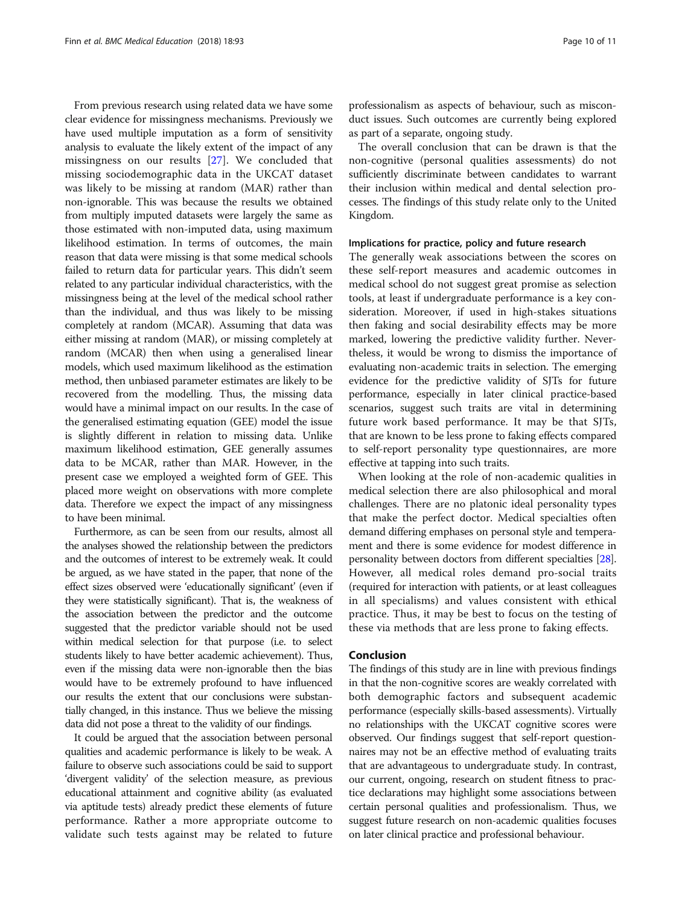From previous research using related data we have some clear evidence for missingness mechanisms. Previously we have used multiple imputation as a form of sensitivity analysis to evaluate the likely extent of the impact of any missingness on our results [27]. We concluded that missing sociodemographic data in the UKCAT dataset was likely to be missing at random (MAR) rather than non-ignorable. This was because the results we obtained from multiply imputed datasets were largely the same as those estimated with non-imputed data, using maximum likelihood estimation. In terms of outcomes, the main reason that data were missing is that some medical schools failed to return data for particular years. This didn't seem related to any particular individual characteristics, with the missingness being at the level of the medical school rather than the individual, and thus was likely to be missing completely at random (MCAR). Assuming that data was either missing at random (MAR), or missing completely at random (MCAR) then when using a generalised linear models, which used maximum likelihood as the estimation method, then unbiased parameter estimates are likely to be recovered from the modelling. Thus, the missing data would have a minimal impact on our results. In the case of the generalised estimating equation (GEE) model the issue is slightly different in relation to missing data. Unlike maximum likelihood estimation, GEE generally assumes data to be MCAR, rather than MAR. However, in the present case we employed a weighted form of GEE. This placed more weight on observations with more complete data. Therefore we expect the impact of any missingness to have been minimal.

Furthermore, as can be seen from our results, almost all the analyses showed the relationship between the predictors and the outcomes of interest to be extremely weak. It could be argued, as we have stated in the paper, that none of the effect sizes observed were 'educationally significant' (even if they were statistically significant). That is, the weakness of the association between the predictor and the outcome suggested that the predictor variable should not be used within medical selection for that purpose (i.e. to select students likely to have better academic achievement). Thus, even if the missing data were non-ignorable then the bias would have to be extremely profound to have influenced our results the extent that our conclusions were substantially changed, in this instance. Thus we believe the missing data did not pose a threat to the validity of our findings.

It could be argued that the association between personal qualities and academic performance is likely to be weak. A failure to observe such associations could be said to support 'divergent validity' of the selection measure, as previous educational attainment and cognitive ability (as evaluated via aptitude tests) already predict these elements of future performance. Rather a more appropriate outcome to validate such tests against may be related to future professionalism as aspects of behaviour, such as misconduct issues. Such outcomes are currently being explored as part of a separate, ongoing study.

The overall conclusion that can be drawn is that the non-cognitive (personal qualities assessments) do not sufficiently discriminate between candidates to warrant their inclusion within medical and dental selection processes. The findings of this study relate only to the United Kingdom.

### Implications for practice, policy and future research

The generally weak associations between the scores on these self-report measures and academic outcomes in medical school do not suggest great promise as selection tools, at least if undergraduate performance is a key consideration. Moreover, if used in high-stakes situations then faking and social desirability effects may be more marked, lowering the predictive validity further. Nevertheless, it would be wrong to dismiss the importance of evaluating non-academic traits in selection. The emerging evidence for the predictive validity of SJTs for future performance, especially in later clinical practice-based scenarios, suggest such traits are vital in determining future work based performance. It may be that SJTs, that are known to be less prone to faking effects compared to self-report personality type questionnaires, are more effective at tapping into such traits.

When looking at the role of non-academic qualities in medical selection there are also philosophical and moral challenges. There are no platonic ideal personality types that make the perfect doctor. Medical specialties often demand differing emphases on personal style and temperament and there is some evidence for modest difference in personality between doctors from different specialties [28]. However, all medical roles demand pro-social traits (required for interaction with patients, or at least colleagues in all specialisms) and values consistent with ethical practice. Thus, it may be best to focus on the testing of these via methods that are less prone to faking effects.

## Conclusion

The findings of this study are in line with previous findings in that the non-cognitive scores are weakly correlated with both demographic factors and subsequent academic performance (especially skills-based assessments). Virtually no relationships with the UKCAT cognitive scores were observed. Our findings suggest that self-report questionnaires may not be an effective method of evaluating traits that are advantageous to undergraduate study. In contrast, our current, ongoing, research on student fitness to practice declarations may highlight some associations between certain personal qualities and professionalism. Thus, we suggest future research on non-academic qualities focuses on later clinical practice and professional behaviour.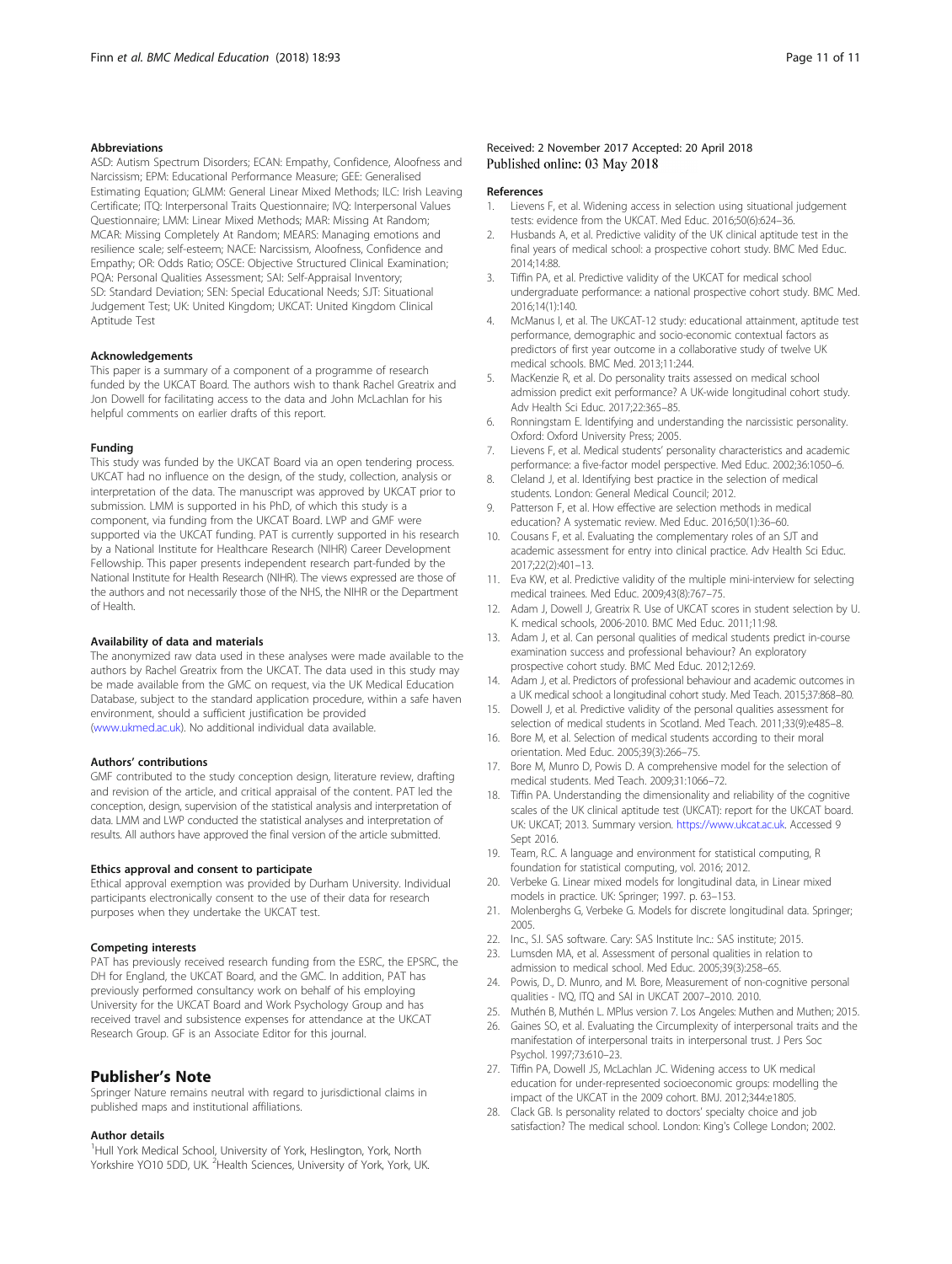### Abbreviations

ASD: Autism Spectrum Disorders; ECAN: Empathy, Confidence, Aloofness and Narcissism; EPM: Educational Performance Measure; GEE: Generalised Estimating Equation; GLMM: General Linear Mixed Methods; ILC: Irish Leaving Certificate; ITQ: Interpersonal Traits Questionnaire; IVQ: Interpersonal Values Questionnaire; LMM: Linear Mixed Methods; MAR: Missing At Random; MCAR: Missing Completely At Random; MEARS: Managing emotions and resilience scale; self-esteem; NACE: Narcissism, Aloofness, Confidence and Empathy; OR: Odds Ratio; OSCE: Objective Structured Clinical Examination; PQA: Personal Qualities Assessment; SAI: Self-Appraisal Inventory; SD: Standard Deviation; SEN: Special Educational Needs; SJT: Situational Judgement Test; UK: United Kingdom; UKCAT: United Kingdom Clinical Aptitude Test

### Acknowledgements

This paper is a summary of a component of a programme of research funded by the UKCAT Board. The authors wish to thank Rachel Greatrix and Jon Dowell for facilitating access to the data and John McLachlan for his helpful comments on earlier drafts of this report.

### Funding

This study was funded by the UKCAT Board via an open tendering process. UKCAT had no influence on the design, of the study, collection, analysis or interpretation of the data. The manuscript was approved by UKCAT prior to submission. LMM is supported in his PhD, of which this study is a component, via funding from the UKCAT Board. LWP and GMF were supported via the UKCAT funding. PAT is currently supported in his research by a National Institute for Healthcare Research (NIHR) Career Development Fellowship. This paper presents independent research part-funded by the National Institute for Health Research (NIHR). The views expressed are those of the authors and not necessarily those of the NHS, the NIHR or the Department of Health.

### Availability of data and materials

The anonymized raw data used in these analyses were made available to the authors by Rachel Greatrix from the UKCAT. The data used in this study may be made available from the GMC on request, via the UK Medical Education Database, subject to the standard application procedure, within a safe haven environment, should a sufficient justification be provided (www.ukmed.ac.uk). No additional individual data available.

### Authors' contributions

GMF contributed to the study conception design, literature review, drafting and revision of the article, and critical appraisal of the content. PAT led the conception, design, supervision of the statistical analysis and interpretation of data. LMM and LWP conducted the statistical analyses and interpretation of results. All authors have approved the final version of the article submitted.

### Ethics approval and consent to participate

Ethical approval exemption was provided by Durham University. Individual participants electronically consent to the use of their data for research purposes when they undertake the UKCAT test.

### Competing interests

PAT has previously received research funding from the ESRC, the EPSRC, the DH for England, the UKCAT Board, and the GMC. In addition, PAT has previously performed consultancy work on behalf of his employing University for the UKCAT Board and Work Psychology Group and has received travel and subsistence expenses for attendance at the UKCAT Research Group. GF is an Associate Editor for this journal.

## Publisher's Note

Springer Nature remains neutral with regard to jurisdictional claims in published maps and institutional affiliations.

### Author details

[1]Hull York Medical School, University of York, Heslington, York, North Yorkshire YO10 5DD, UK. [2]Health Sciences, University of York, York, UK.

Received: 2 November 2017 Accepted: 20 April 2018
Published online: 03 May 2018

### References

1. Lievens F, et al. Widening access in selection using situational judgement tests: evidence from the UKCAT. Med Educ. 2016;50(6):624–36.
2. Husbands A, et al. Predictive validity of the UK clinical aptitude test in the final years of medical school: a prospective cohort study. BMC Med Educ. 2014;14:88.
3. Tiffin PA, et al. Predictive validity of the UKCAT for medical school undergraduate performance: a national prospective cohort study. BMC Med. 2016;14(1):140.
4. McManus I, et al. The UKCAT-12 study: educational attainment, aptitude test performance, demographic and socio-economic contextual factors as predictors of first year outcome in a collaborative study of twelve UK medical schools. BMC Med. 2013;11:244.
5. MacKenzie R, et al. Do personality traits assessed on medical school admission predict exit performance? A UK-wide longitudinal cohort study. Adv Health Sci Educ. 2017;22:365–85.
6. Ronningstam E. Identifying and understanding the narcissistic personality. Oxford: Oxford University Press; 2005.
7. Lievens F, et al. Medical students' personality characteristics and academic performance: a five-factor model perspective. Med Educ. 2002;36:1050–6.
8. Cleland J, et al. Identifying best practice in the selection of medical students. London: General Medical Council; 2012.
9. Patterson F, et al. How effective are selection methods in medical education? A systematic review. Med Educ. 2016;50(1):36–60.
10. Cousans F, et al. Evaluating the complementary roles of an SJT and academic assessment for entry into clinical practice. Adv Health Sci Educ. 2017;22(2):401–13.
11. Eva KW, et al. Predictive validity of the multiple mini-interview for selecting medical trainees. Med Educ. 2009;43(8):767–75.
12. Adam J, Dowell J, Greatrix R. Use of UKCAT scores in student selection by U. K. medical schools, 2006-2010. BMC Med Educ. 2011;11:98.
13. Adam J, et al. Can personal qualities of medical students predict in-course examination success and professional behaviour? An exploratory prospective cohort study. BMC Med Educ. 2012;12:69.
14. Adam J, et al. Predictors of professional behaviour and academic outcomes in a UK medical school: a longitudinal cohort study. Med Teach. 2015;37:868–80.
15. Dowell J, et al. Predictive validity of the personal qualities assessment for selection of medical students in Scotland. Med Teach. 2011;33(9):e485–8.
16. Bore M, et al. Selection of medical students according to their moral orientation. Med Educ. 2005;39(3):266–75.
17. Bore M, Munro D, Powis D. A comprehensive model for the selection of medical students. Med Teach. 2009;31:1066–72.
18. Tiffin PA. Understanding the dimensionality and reliability of the cognitive scales of the UK clinical aptitude test (UKCAT): report for the UKCAT board. UK: UKCAT; 2013. Summary version. https://www.ukcat.ac.uk. Accessed 9 Sept 2016.
19. Team, R.C. A language and environment for statistical computing, R foundation for statistical computing, vol. 2016; 2012.
20. Verbeke G. Linear mixed models for longitudinal data, in Linear mixed models in practice. UK: Springer; 1997. p. 63–153.
21. Molenberghs G, Verbeke G. Models for discrete longitudinal data. Springer; 2005.
22. Inc., S.I. SAS software. Cary: SAS Institute Inc.: SAS institute; 2015.
23. Lumsden MA, et al. Assessment of personal qualities in relation to admission to medical school. Med Educ. 2005;39(3):258–65.
24. Powis, D., D. Munro, and M. Bore, Measurement of non-cognitive personal qualities - IVQ, ITQ and SAI in UKCAT 2007–2010. 2010.
25. Muthén B, Muthén L. MPlus version 7. Los Angeles: Muthen and Muthen; 2015.
26. Gaines SO, et al. Evaluating the Circumplexity of interpersonal traits and the manifestation of interpersonal traits in interpersonal trust. J Pers Soc Psychol. 1997;73:610–23.
27. Tiffin PA, Dowell JS, McLachlan JC. Widening access to UK medical education for under-represented socioeconomic groups: modelling the impact of the UKCAT in the 2009 cohort. BMJ. 2012;344:e1805.
28. Clack GB. Is personality related to doctors' specialty choice and job satisfaction? The medical school. London: King's College London; 2002.